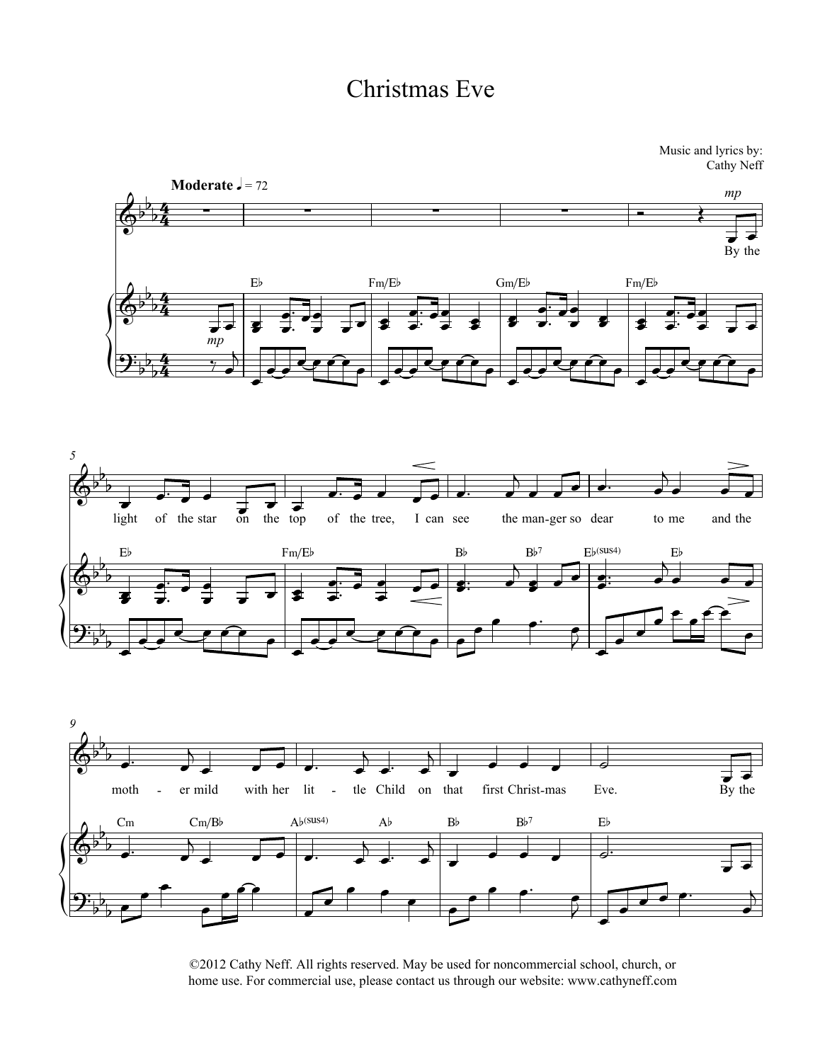# Christmas Eve

Music and lyrics by:
Cathy Neff

©2012 Cathy Neff. All rights reserved. May be used for noncommercial school, church, or home use. For commercial use, please contact us through our website: www.cathyneff.com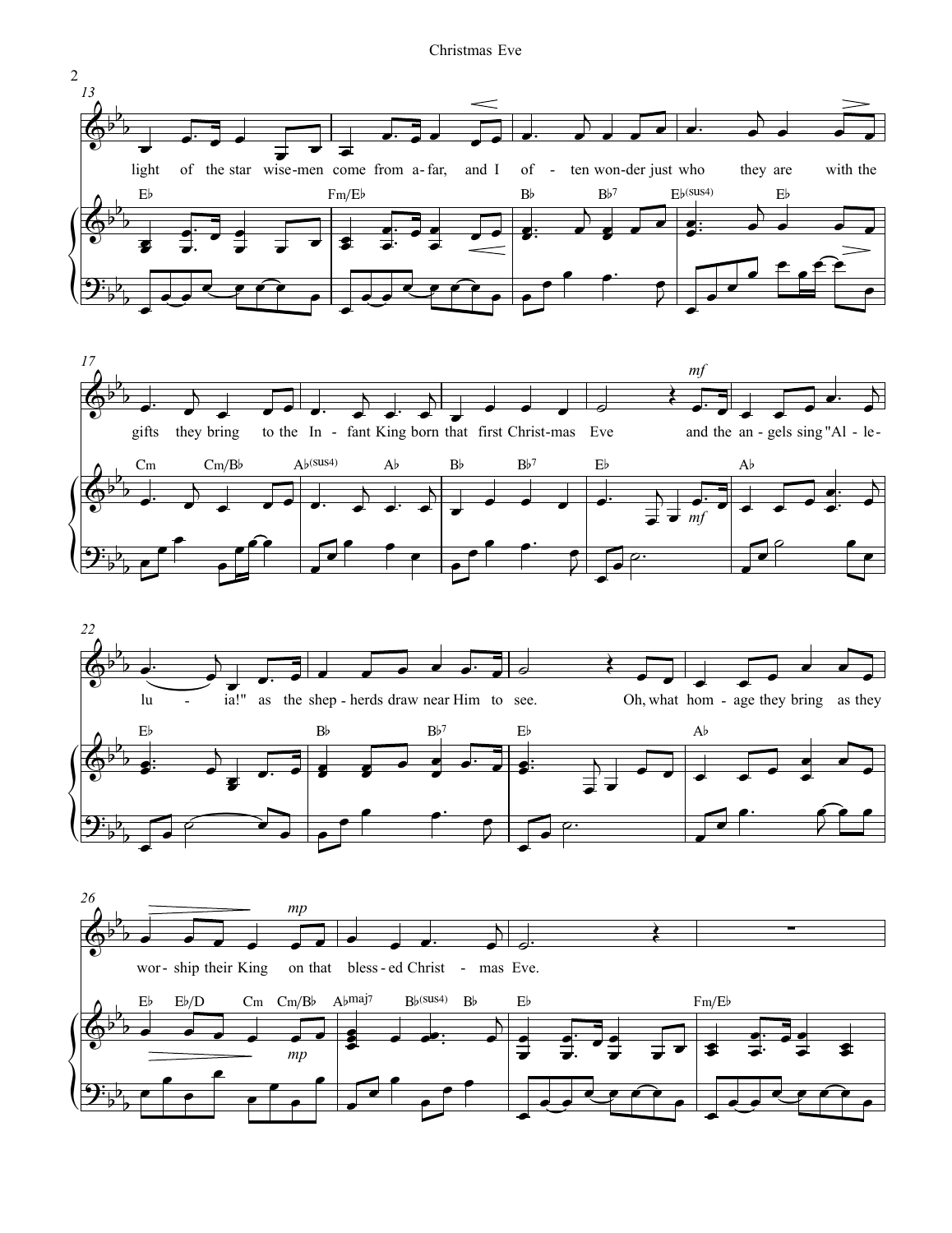light of the star wise-men come from a-far, and I of - ten won-der just who they are with the

gifts they bring to the In - fant King born that first Christ-mas Eve and the an - gels sing "Al - le-

lu - ia!" as the shep - herds draw near Him to see. Oh, what hom - age they bring as they

wor - ship their King on that bless - ed Christ - mas Eve.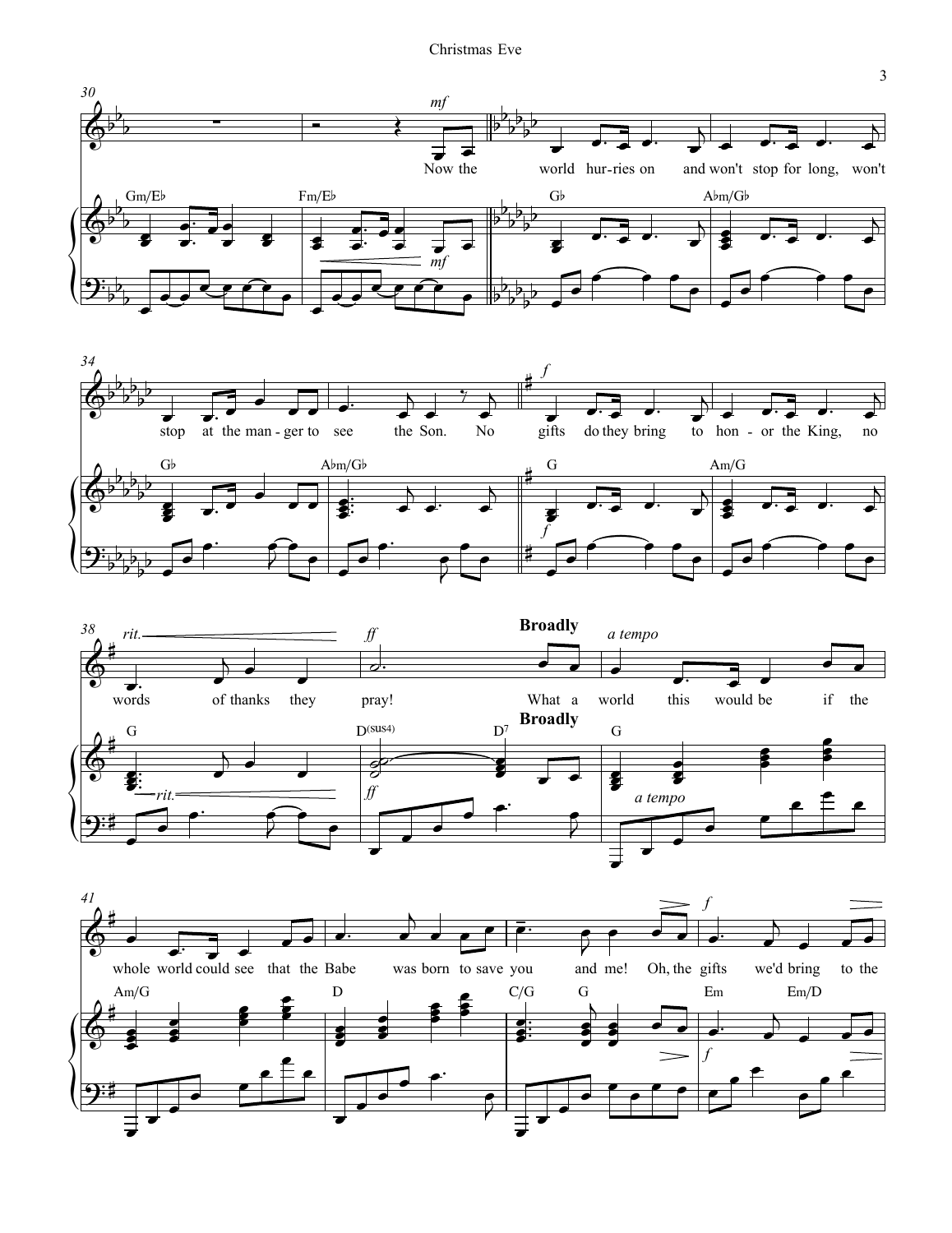Now the world hur-ries on and won't stop for long, won't stop at the man-ger to see the Son. No gifts do they bring to hon-or the King, no words of thanks they pray!

**Broadly**

What a world this would be if the whole world could see that the Babe was born to save you and me! Oh, the gifts we'd bring to the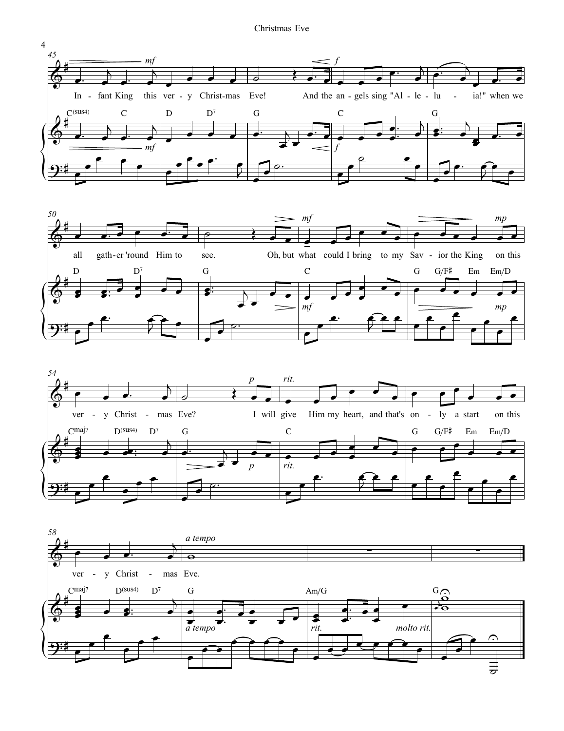In - fant King this ver - y Christ-mas Eve! And the an - gels sing "Al - le - lu - ia!" when we

all gath - er 'round Him to see. Oh, but what could I bring to my Sav - ior the King on this

ver - y Christ - mas Eve? I will give Him my heart, and that's on - ly a start on this

ver - y Christ - mas Eve.